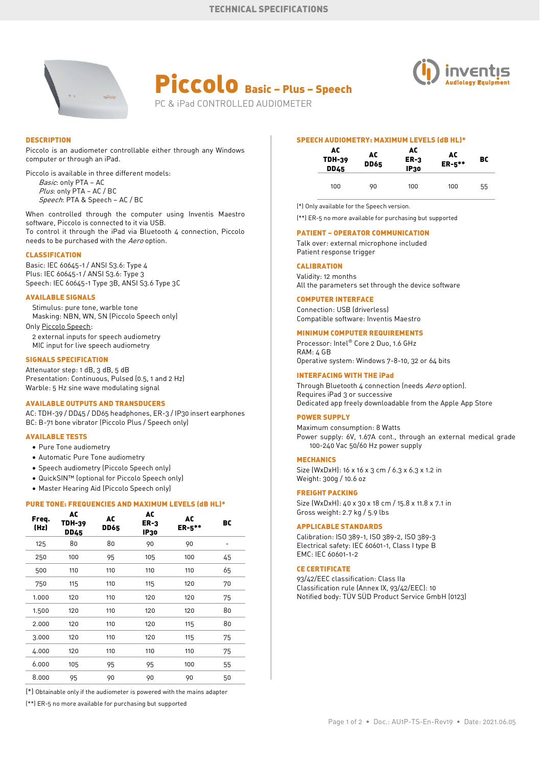# Piccolo Basic – Plus – Speech

PC & iPad CONTROLLED AUDIOMETER

## DESCRIPTION

Piccolo is an audiometer controllable either through any Windows computer or through an iPad.

Piccolo is available in three different models:

*Basic*: only PTA – AC
*Plus*: only PTA – AC / BC
*Speech*: PTA & Speech – AC / BC

When controlled through the computer using Inventis Maestro software, Piccolo is connected to it via USB.
To control it through the iPad via Bluetooth 4 connection, Piccolo needs to be purchased with the *Aero* option.

## CLASSIFICATION

Basic: IEC 60645-1 / ANSI S3.6: Type 4
Plus: IEC 60645-1 / ANSI S3.6: Type 3
Speech: IEC 60645-1 Type 3B, ANSI S3.6 Type 3C

## AVAILABLE SIGNALS

Stimulus: pure tone, warble tone
Masking: NBN, WN, SN (Piccolo Speech only)

Only Piccolo Speech:

2 external inputs for speech audiometry
MIC input for live speech audiometry

## SIGNALS SPECIFICATION

Attenuator step: 1 dB, 3 dB, 5 dB
Presentation: Continuous, Pulsed (0.5, 1 and 2 Hz)
Warble: 5 Hz sine wave modulating signal

## AVAILABLE OUTPUTS AND TRANSDUCERS

AC: TDH-39 / DD45 / DD65 headphones, ER-3 / IP30 insert earphones
BC: B-71 bone vibrator (Piccolo Plus / Speech only)

## AVAILABLE TESTS

- Pure Tone audiometry
- Automatic Pure Tone audiometry
- Speech audiometry (Piccolo Speech only)
- QuickSIN™ (optional for Piccolo Speech only)
- Master Hearing Aid (Piccolo Speech only)

## PURE TONE: FREQUENCIES AND MAXIMUM LEVELS (dB HL)*

| Freq. (Hz) | AC TDH-39 DD45 | AC DD65 | AC ER-3 IP30 | AC ER-5** | BC |
|---|---|---|---|---|---|
| 125 | 80 | 80 | 90 | 90 | - |
| 250 | 100 | 95 | 105 | 100 | 45 |
| 500 | 110 | 110 | 110 | 110 | 65 |
| 750 | 115 | 110 | 115 | 120 | 70 |
| 1.000 | 120 | 110 | 120 | 120 | 75 |
| 1.500 | 120 | 110 | 120 | 120 | 80 |
| 2.000 | 120 | 110 | 120 | 115 | 80 |
| 3.000 | 120 | 110 | 120 | 115 | 75 |
| 4.000 | 120 | 110 | 110 | 110 | 75 |
| 6.000 | 105 | 95 | 95 | 100 | 55 |
| 8.000 | 95 | 90 | 90 | 90 | 50 |

(*) Obtainable only if the audiometer is powered with the mains adapter

(**) ER-5 no more available for purchasing but supported

## SPEECH AUDIOMETRY: MAXIMUM LEVELS (dB HL)*

| AC TDH-39 DD45 | AC DD65 | AC ER-3 IP30 | AC ER-5** | BC |
|---|---|---|---|---|
| 100 | 90 | 100 | 100 | 55 |

(*) Only available for the Speech version.

(**) ER-5 no more available for purchasing but supported

## PATIENT – OPERATOR COMMUNICATION

Talk over: external microphone included
Patient response trigger

## CALIBRATION

Validity: 12 months
All the parameters set through the device software

## COMPUTER INTERFACE

Connection: USB (driverless)
Compatible software: Inventis Maestro

## MINIMUM COMPUTER REQUIREMENTS

Processor: Intel® Core 2 Duo, 1.6 GHz
RAM: 4 GB
Operative system: Windows 7-8-10, 32 or 64 bits

## INTERFACING WITH THE iPad

Through Bluetooth 4 connection (needs *Aero* option).
Requires iPad 3 or successive
Dedicated app freely downloadable from the Apple App Store

## POWER SUPPLY

Maximum consumption: 8 Watts
Power supply: 6V, 1.67A cont., through an external medical grade 100-240 Vac 50/60 Hz power supply

## MECHANICS

Size (WxDxH): 16 x 16 x 3 cm / 6.3 x 6.3 x 1.2 in
Weight: 300g / 10.6 oz

## FREIGHT PACKING

Size (WxDxH): 40 x 30 x 18 cm / 15.8 x 11.8 x 7.1 in
Gross weight: 2.7 kg / 5.9 lbs

## APPLICABLE STANDARDS

Calibration: ISO 389-1, ISO 389-2, ISO 389-3
Electrical safety: IEC 60601-1, Class I type B
EMC: IEC 60601-1-2

## CE CERTIFICATE

93/42/EEC classification: Class IIa
Classification rule (Annex IX, 93/42/EEC): 10
Notified body: TÜV SÜD Product Service GmbH (0123)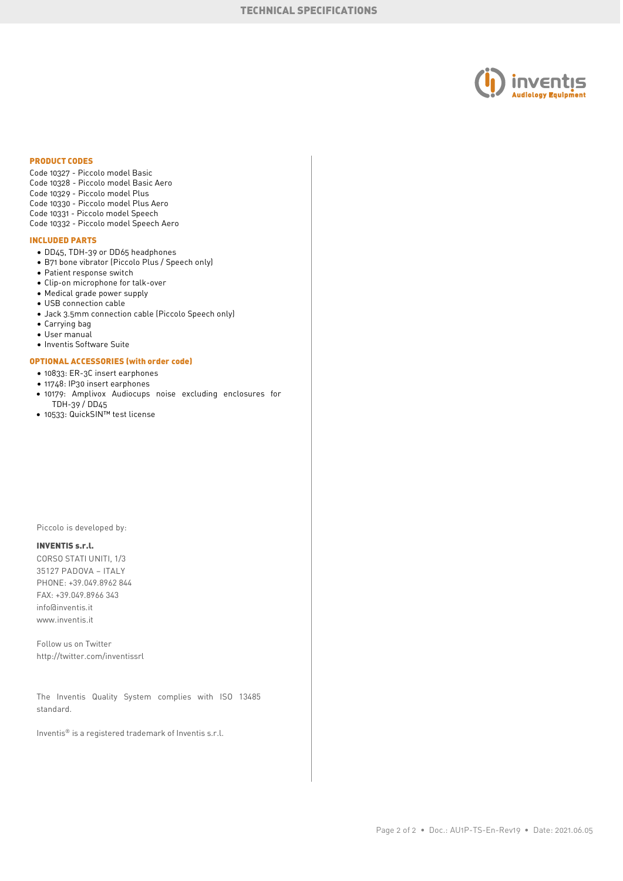## PRODUCT CODES

Code 10327 - Piccolo model Basic
Code 10328 - Piccolo model Basic Aero
Code 10329 - Piccolo model Plus
Code 10330 - Piccolo model Plus Aero
Code 10331 - Piccolo model Speech
Code 10332 - Piccolo model Speech Aero

## INCLUDED PARTS

- DD45, TDH-39 or DD65 headphones
- B71 bone vibrator (Piccolo Plus / Speech only)
- Patient response switch
- Clip-on microphone for talk-over
- Medical grade power supply
- USB connection cable
- Jack 3.5mm connection cable (Piccolo Speech only)
- Carrying bag
- User manual
- Inventis Software Suite

## OPTIONAL ACCESSORIES (with order code)

- 10833: ER-3C insert earphones
- 11748: IP30 insert earphones
- 10179: Amplivox Audiocups noise excluding enclosures for TDH-39 / DD45
- 10533: QuickSIN™ test license

Piccolo is developed by:

**INVENTIS s.r.l.**
CORSO STATI UNITI, 1/3
35127 PADOVA – ITALY
PHONE: +39.049.8962 844
FAX: +39.049.8966 343
info@inventis.it
www.inventis.it

Follow us on Twitter
http://twitter.com/inventissrl

The Inventis Quality System complies with ISO 13485 standard.

Inventis® is a registered trademark of Inventis s.r.l.